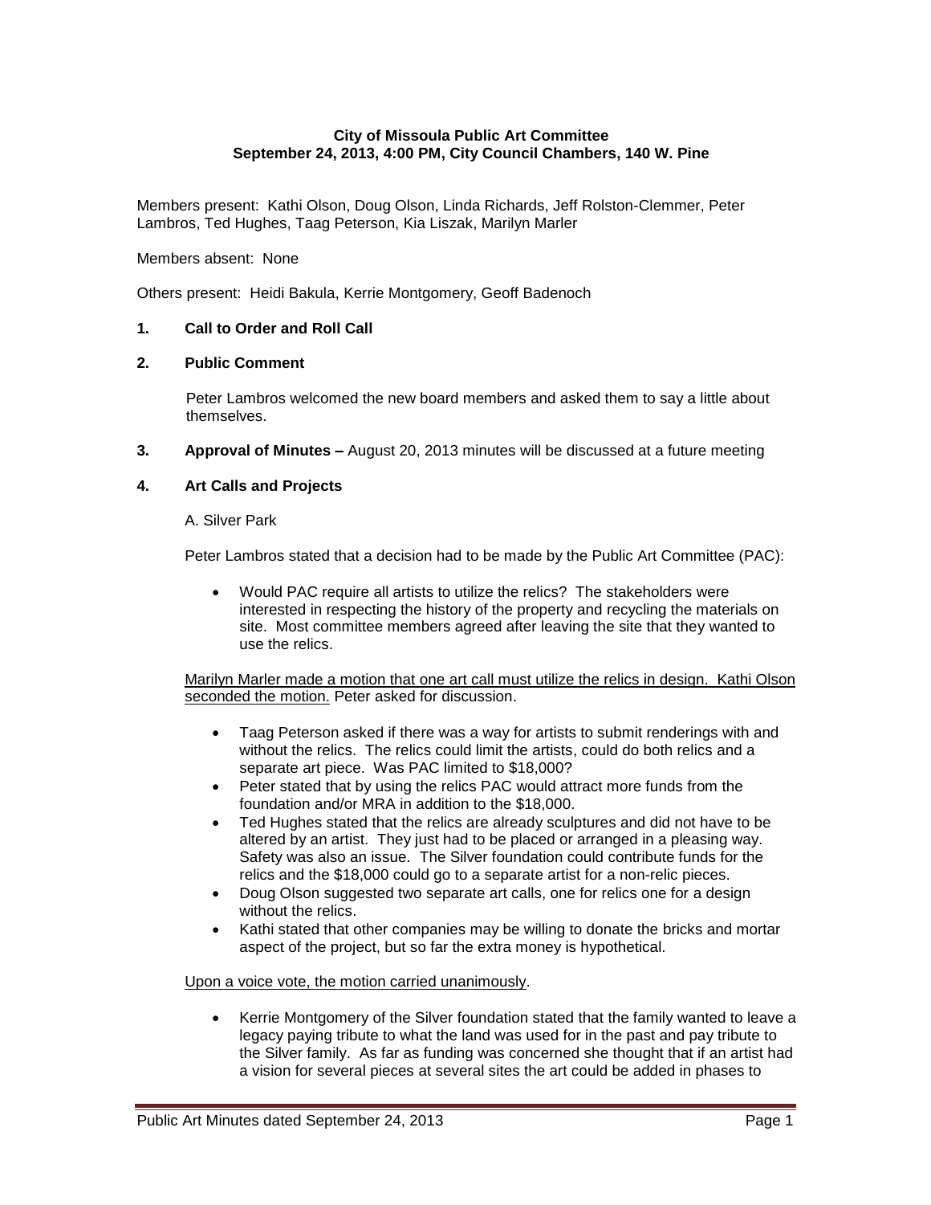**City of Missoula Public Art Committee**
**September 24, 2013, 4:00 PM, City Council Chambers, 140 W. Pine**

Members present: Kathi Olson, Doug Olson, Linda Richards, Jeff Rolston-Clemmer, Peter Lambros, Ted Hughes, Taag Peterson, Kia Liszak, Marilyn Marler

Members absent: None

Others present: Heidi Bakula, Kerrie Montgomery, Geoff Badenoch

**1. Call to Order and Roll Call**

**2. Public Comment**

Peter Lambros welcomed the new board members and asked them to say a little about themselves.

**3. Approval of Minutes –** August 20, 2013 minutes will be discussed at a future meeting

**4. Art Calls and Projects**

A. Silver Park

Peter Lambros stated that a decision had to be made by the Public Art Committee (PAC):

- Would PAC require all artists to utilize the relics? The stakeholders were interested in respecting the history of the property and recycling the materials on site. Most committee members agreed after leaving the site that they wanted to use the relics.

Marilyn Marler made a motion that one art call must utilize the relics in design. Kathi Olson seconded the motion. Peter asked for discussion.

- Taag Peterson asked if there was a way for artists to submit renderings with and without the relics. The relics could limit the artists, could do both relics and a separate art piece. Was PAC limited to $18,000?
- Peter stated that by using the relics PAC would attract more funds from the foundation and/or MRA in addition to the $18,000.
- Ted Hughes stated that the relics are already sculptures and did not have to be altered by an artist. They just had to be placed or arranged in a pleasing way. Safety was also an issue. The Silver foundation could contribute funds for the relics and the $18,000 could go to a separate artist for a non-relic pieces.
- Doug Olson suggested two separate art calls, one for relics one for a design without the relics.
- Kathi stated that other companies may be willing to donate the bricks and mortar aspect of the project, but so far the extra money is hypothetical.

Upon a voice vote, the motion carried unanimously.

- Kerrie Montgomery of the Silver foundation stated that the family wanted to leave a legacy paying tribute to what the land was used for in the past and pay tribute to the Silver family. As far as funding was concerned she thought that if an artist had a vision for several pieces at several sites the art could be added in phases to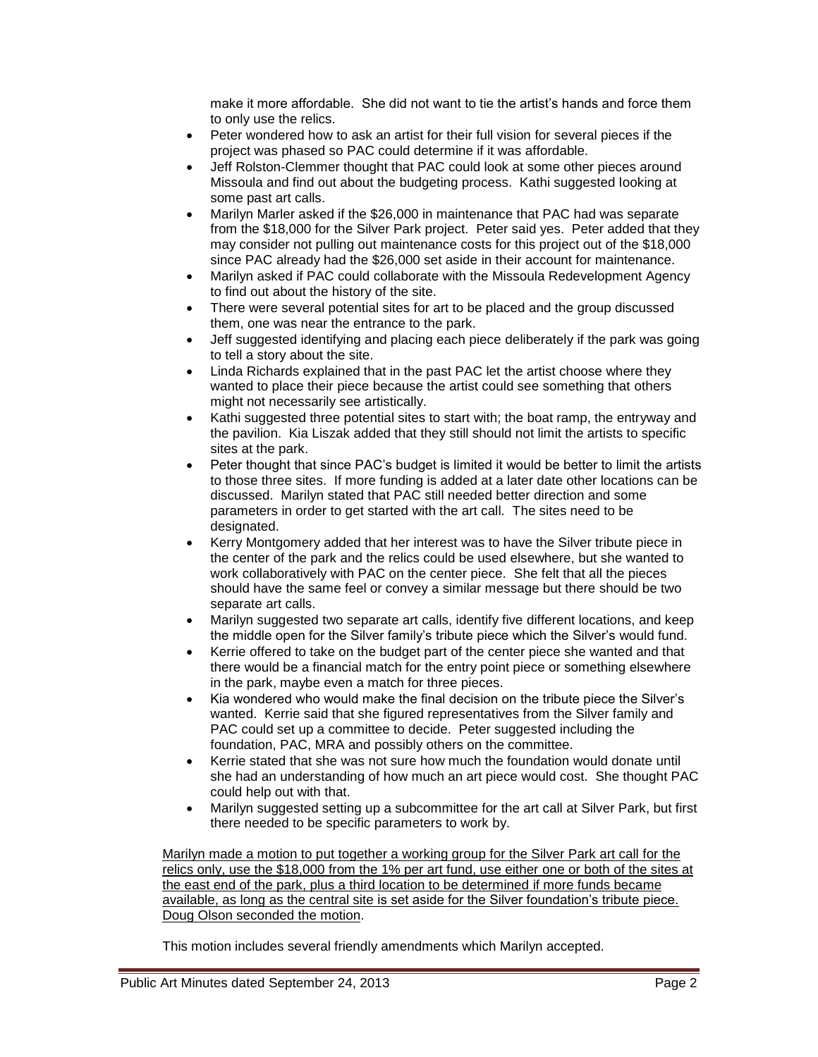make it more affordable. She did not want to tie the artist's hands and force them to only use the relics.

- Peter wondered how to ask an artist for their full vision for several pieces if the project was phased so PAC could determine if it was affordable.
- Jeff Rolston-Clemmer thought that PAC could look at some other pieces around Missoula and find out about the budgeting process. Kathi suggested looking at some past art calls.
- Marilyn Marler asked if the $26,000 in maintenance that PAC had was separate from the $18,000 for the Silver Park project. Peter said yes. Peter added that they may consider not pulling out maintenance costs for this project out of the $18,000 since PAC already had the $26,000 set aside in their account for maintenance.
- Marilyn asked if PAC could collaborate with the Missoula Redevelopment Agency to find out about the history of the site.
- There were several potential sites for art to be placed and the group discussed them, one was near the entrance to the park.
- Jeff suggested identifying and placing each piece deliberately if the park was going to tell a story about the site.
- Linda Richards explained that in the past PAC let the artist choose where they wanted to place their piece because the artist could see something that others might not necessarily see artistically.
- Kathi suggested three potential sites to start with; the boat ramp, the entryway and the pavilion. Kia Liszak added that they still should not limit the artists to specific sites at the park.
- Peter thought that since PAC's budget is limited it would be better to limit the artists to those three sites. If more funding is added at a later date other locations can be discussed. Marilyn stated that PAC still needed better direction and some parameters in order to get started with the art call. The sites need to be designated.
- Kerry Montgomery added that her interest was to have the Silver tribute piece in the center of the park and the relics could be used elsewhere, but she wanted to work collaboratively with PAC on the center piece. She felt that all the pieces should have the same feel or convey a similar message but there should be two separate art calls.
- Marilyn suggested two separate art calls, identify five different locations, and keep the middle open for the Silver family's tribute piece which the Silver's would fund.
- Kerrie offered to take on the budget part of the center piece she wanted and that there would be a financial match for the entry point piece or something elsewhere in the park, maybe even a match for three pieces.
- Kia wondered who would make the final decision on the tribute piece the Silver's wanted. Kerrie said that she figured representatives from the Silver family and PAC could set up a committee to decide. Peter suggested including the foundation, PAC, MRA and possibly others on the committee.
- Kerrie stated that she was not sure how much the foundation would donate until she had an understanding of how much an art piece would cost. She thought PAC could help out with that.
- Marilyn suggested setting up a subcommittee for the art call at Silver Park, but first there needed to be specific parameters to work by.

<u>Marilyn made a motion to put together a working group for the Silver Park art call for the relics only, use the $18,000 from the 1% per art fund, use either one or both of the sites at the east end of the park, plus a third location to be determined if more funds became available, as long as the central site is set aside for the Silver foundation's tribute piece. Doug Olson seconded the motion</u>.

This motion includes several friendly amendments which Marilyn accepted.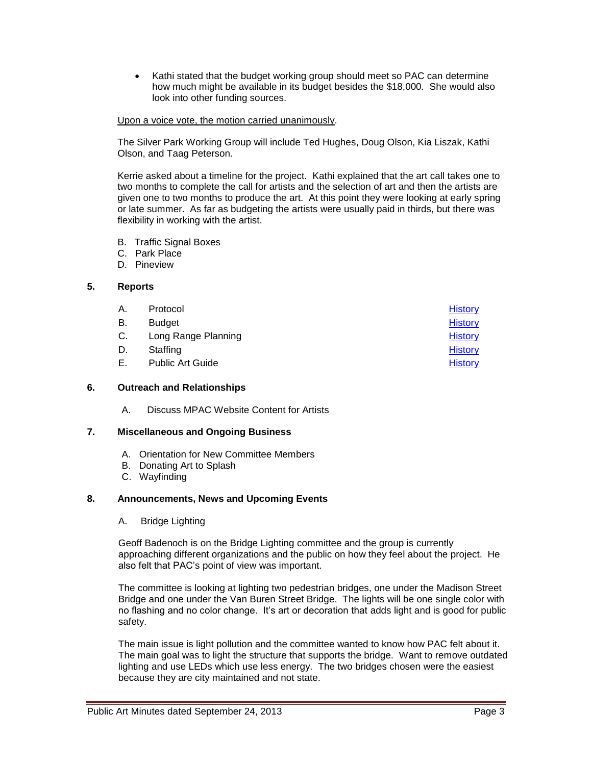- Kathi stated that the budget working group should meet so PAC can determine how much might be available in its budget besides the $18,000. She would also look into other funding sources.

Upon a voice vote, the motion carried unanimously.

The Silver Park Working Group will include Ted Hughes, Doug Olson, Kia Liszak, Kathi Olson, and Taag Peterson.

Kerrie asked about a timeline for the project. Kathi explained that the art call takes one to two months to complete the call for artists and the selection of art and then the artists are given one to two months to produce the art. At this point they were looking at early spring or late summer. As far as budgeting the artists were usually paid in thirds, but there was flexibility in working with the artist.

B. Traffic Signal Boxes
C. Park Place
D. Pineview

## 5. Reports

| | | |
|---|---|---|
| A. | Protocol | History |
| B. | Budget | History |
| C. | Long Range Planning | History |
| D. | Staffing | History |
| E. | Public Art Guide | History |

## 6. Outreach and Relationships

A. Discuss MPAC Website Content for Artists

## 7. Miscellaneous and Ongoing Business

A. Orientation for New Committee Members
B. Donating Art to Splash
C. Wayfinding

## 8. Announcements, News and Upcoming Events

A. Bridge Lighting

Geoff Badenoch is on the Bridge Lighting committee and the group is currently approaching different organizations and the public on how they feel about the project. He also felt that PAC's point of view was important.

The committee is looking at lighting two pedestrian bridges, one under the Madison Street Bridge and one under the Van Buren Street Bridge. The lights will be one single color with no flashing and no color change. It's art or decoration that adds light and is good for public safety.

The main issue is light pollution and the committee wanted to know how PAC felt about it. The main goal was to light the structure that supports the bridge. Want to remove outdated lighting and use LEDs which use less energy. The two bridges chosen were the easiest because they are city maintained and not state.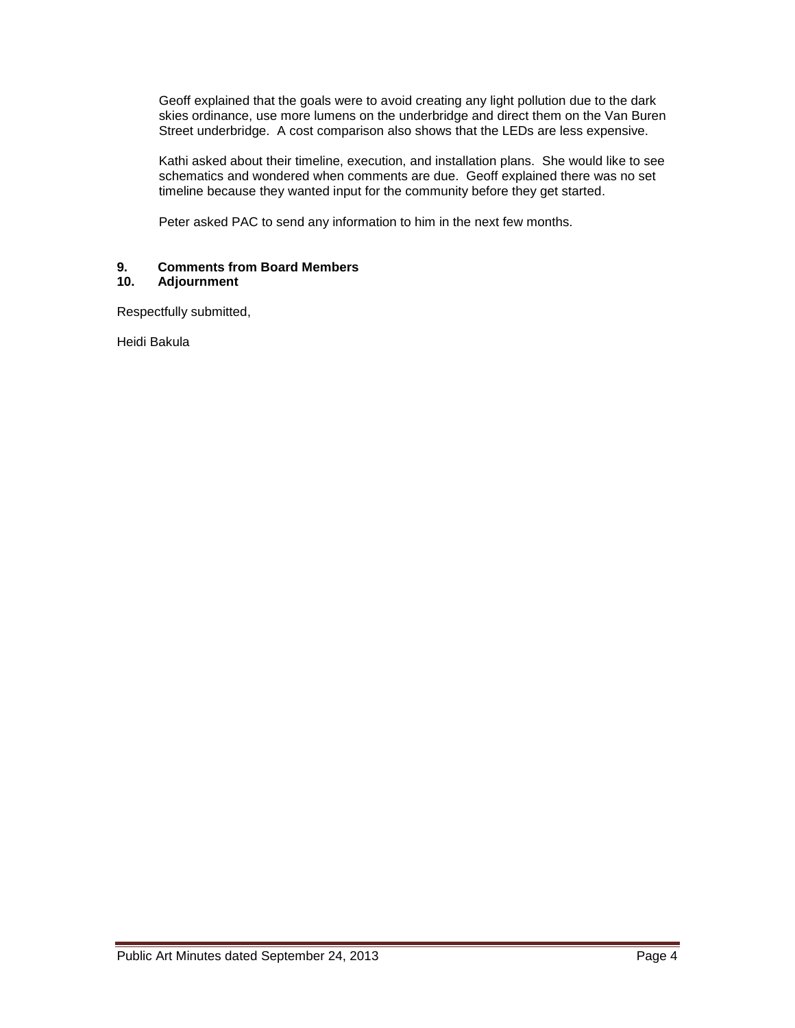Geoff explained that the goals were to avoid creating any light pollution due to the dark skies ordinance, use more lumens on the underbridge and direct them on the Van Buren Street underbridge. A cost comparison also shows that the LEDs are less expensive.

Kathi asked about their timeline, execution, and installation plans. She would like to see schematics and wondered when comments are due. Geoff explained there was no set timeline because they wanted input for the community before they get started.

Peter asked PAC to send any information to him in the next few months.

**9. Comments from Board Members**

**10. Adjournment**

Respectfully submitted,

Heidi Bakula